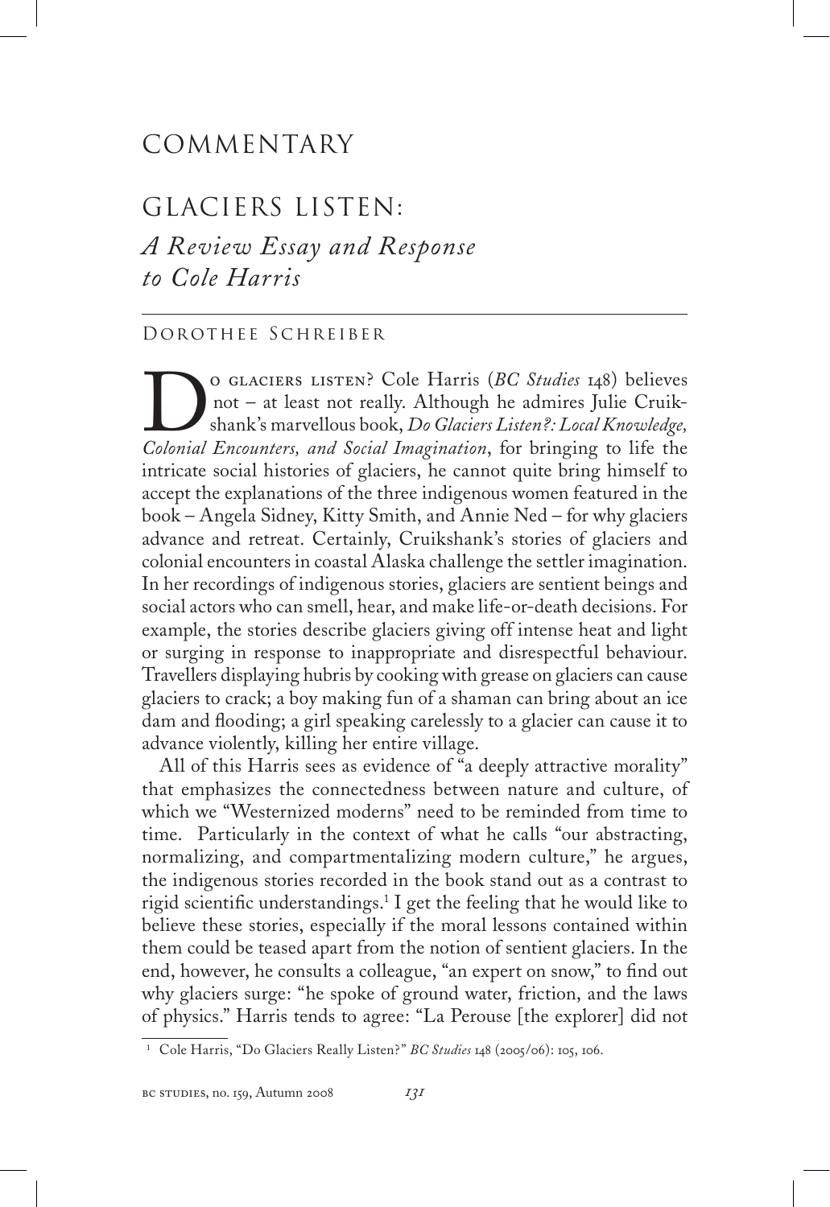# COMMENTARY

## GLACIERS LISTEN:
### *A Review Essay and Response to Cole Harris*

DOROTHEE SCHREIBER

Do glaciers listen? Cole Harris (*BC Studies* 148) believes not – at least not really. Although he admires Julie Cruikshank's marvellous book, *Do Glaciers Listen?: Local Knowledge, Colonial Encounters, and Social Imagination*, for bringing to life the intricate social histories of glaciers, he cannot quite bring himself to accept the explanations of the three indigenous women featured in the book – Angela Sidney, Kitty Smith, and Annie Ned – for why glaciers advance and retreat. Certainly, Cruikshank's stories of glaciers and colonial encounters in coastal Alaska challenge the settler imagination. In her recordings of indigenous stories, glaciers are sentient beings and social actors who can smell, hear, and make life-or-death decisions. For example, the stories describe glaciers giving off intense heat and light or surging in response to inappropriate and disrespectful behaviour. Travellers displaying hubris by cooking with grease on glaciers can cause glaciers to crack; a boy making fun of a shaman can bring about an ice dam and flooding; a girl speaking carelessly to a glacier can cause it to advance violently, killing her entire village.

All of this Harris sees as evidence of "a deeply attractive morality" that emphasizes the connectedness between nature and culture, of which we "Westernized moderns" need to be reminded from time to time. Particularly in the context of what he calls "our abstracting, normalizing, and compartmentalizing modern culture," he argues, the indigenous stories recorded in the book stand out as a contrast to rigid scientific understandings.[1] I get the feeling that he would like to believe these stories, especially if the moral lessons contained within them could be teased apart from the notion of sentient glaciers. In the end, however, he consults a colleague, "an expert on snow," to find out why glaciers surge: "he spoke of ground water, friction, and the laws of physics." Harris tends to agree: "La Perouse [the explorer] did not

[1] Cole Harris, "Do Glaciers Really Listen?" *BC Studies* 148 (2005/06): 105, 106.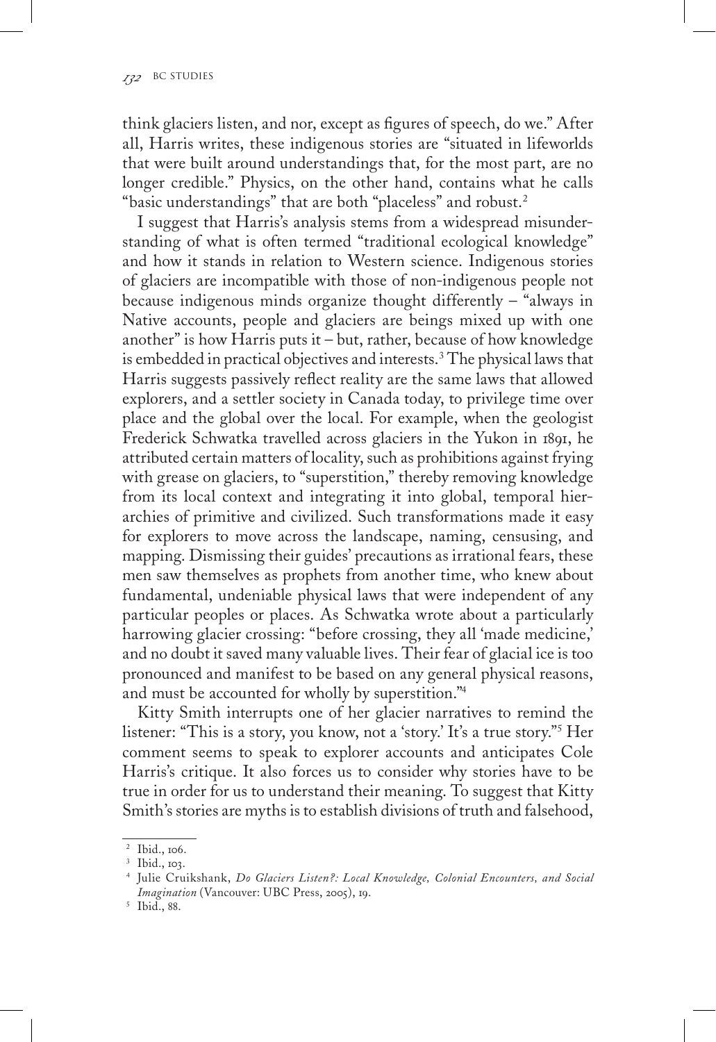think glaciers listen, and nor, except as figures of speech, do we." After all, Harris writes, these indigenous stories are "situated in lifeworlds that were built around understandings that, for the most part, are no longer credible." Physics, on the other hand, contains what he calls "basic understandings" that are both "placeless" and robust.[2]

I suggest that Harris's analysis stems from a widespread misunderstanding of what is often termed "traditional ecological knowledge" and how it stands in relation to Western science. Indigenous stories of glaciers are incompatible with those of non-indigenous people not because indigenous minds organize thought differently – "always in Native accounts, people and glaciers are beings mixed up with one another" is how Harris puts it – but, rather, because of how knowledge is embedded in practical objectives and interests.[3] The physical laws that Harris suggests passively reflect reality are the same laws that allowed explorers, and a settler society in Canada today, to privilege time over place and the global over the local. For example, when the geologist Frederick Schwatka travelled across glaciers in the Yukon in 1891, he attributed certain matters of locality, such as prohibitions against frying with grease on glaciers, to "superstition," thereby removing knowledge from its local context and integrating it into global, temporal hierarchies of primitive and civilized. Such transformations made it easy for explorers to move across the landscape, naming, censusing, and mapping. Dismissing their guides' precautions as irrational fears, these men saw themselves as prophets from another time, who knew about fundamental, undeniable physical laws that were independent of any particular peoples or places. As Schwatka wrote about a particularly harrowing glacier crossing: "before crossing, they all 'made medicine,' and no doubt it saved many valuable lives. Their fear of glacial ice is too pronounced and manifest to be based on any general physical reasons, and must be accounted for wholly by superstition."[4]

Kitty Smith interrupts one of her glacier narratives to remind the listener: "This is a story, you know, not a 'story.' It's a true story."[5] Her comment seems to speak to explorer accounts and anticipates Cole Harris's critique. It also forces us to consider why stories have to be true in order for us to understand their meaning. To suggest that Kitty Smith's stories are myths is to establish divisions of truth and falsehood,

---

[2] Ibid., 106.

[3] Ibid., 103.

[4] Julie Cruikshank, *Do Glaciers Listen?: Local Knowledge, Colonial Encounters, and Social Imagination* (Vancouver: UBC Press, 2005), 19.

[5] Ibid., 88.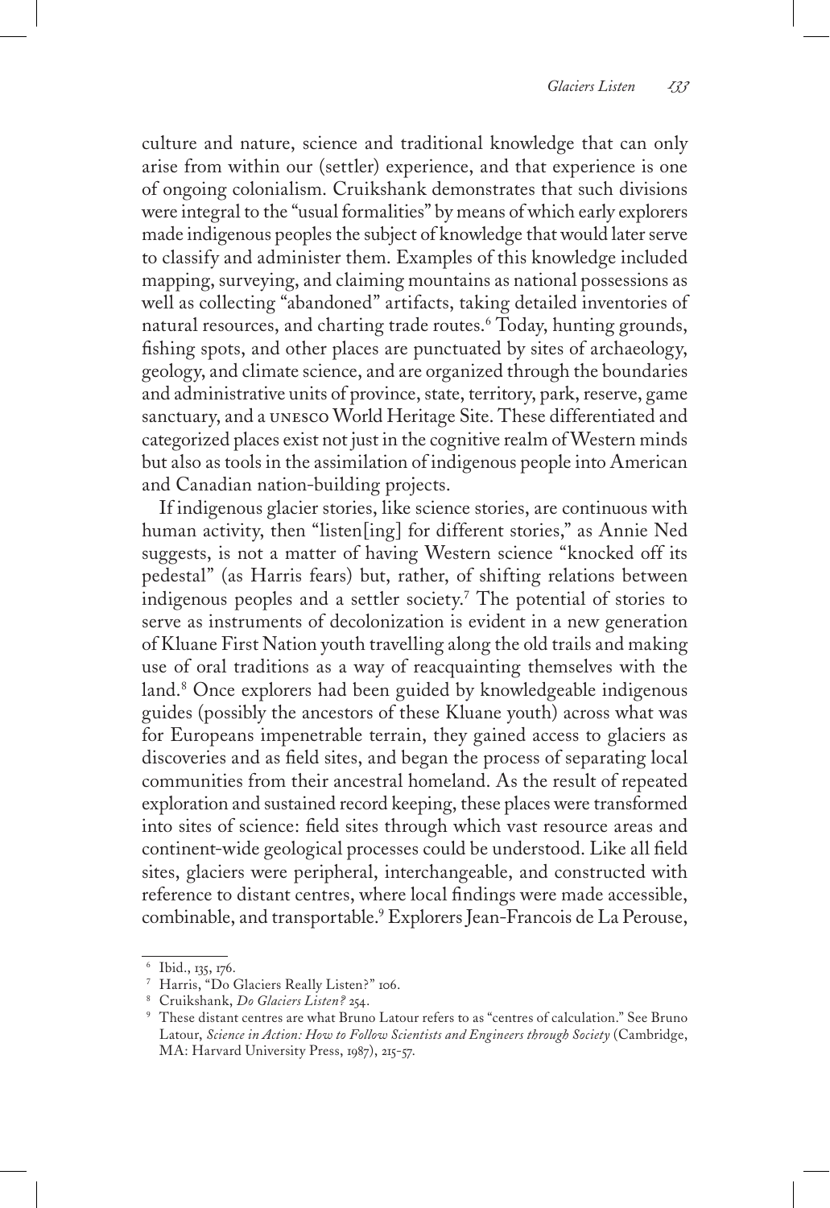culture and nature, science and traditional knowledge that can only arise from within our (settler) experience, and that experience is one of ongoing colonialism. Cruikshank demonstrates that such divisions were integral to the "usual formalities" by means of which early explorers made indigenous peoples the subject of knowledge that would later serve to classify and administer them. Examples of this knowledge included mapping, surveying, and claiming mountains as national possessions as well as collecting "abandoned" artifacts, taking detailed inventories of natural resources, and charting trade routes.[6] Today, hunting grounds, fishing spots, and other places are punctuated by sites of archaeology, geology, and climate science, and are organized through the boundaries and administrative units of province, state, territory, park, reserve, game sanctuary, and a UNESCO World Heritage Site. These differentiated and categorized places exist not just in the cognitive realm of Western minds but also as tools in the assimilation of indigenous people into American and Canadian nation-building projects.

If indigenous glacier stories, like science stories, are continuous with human activity, then "listen[ing] for different stories," as Annie Ned suggests, is not a matter of having Western science "knocked off its pedestal" (as Harris fears) but, rather, of shifting relations between indigenous peoples and a settler society.[7] The potential of stories to serve as instruments of decolonization is evident in a new generation of Kluane First Nation youth travelling along the old trails and making use of oral traditions as a way of reacquainting themselves with the land.[8] Once explorers had been guided by knowledgeable indigenous guides (possibly the ancestors of these Kluane youth) across what was for Europeans impenetrable terrain, they gained access to glaciers as discoveries and as field sites, and began the process of separating local communities from their ancestral homeland. As the result of repeated exploration and sustained record keeping, these places were transformed into sites of science: field sites through which vast resource areas and continent-wide geological processes could be understood. Like all field sites, glaciers were peripheral, interchangeable, and constructed with reference to distant centres, where local findings were made accessible, combinable, and transportable.[9] Explorers Jean-Francois de La Perouse,

---

[6] Ibid., 135, 176.

[7] Harris, "Do Glaciers Really Listen?" 106.

[8] Cruikshank, *Do Glaciers Listen?* 254.

[9] These distant centres are what Bruno Latour refers to as "centres of calculation." See Bruno Latour, *Science in Action: How to Follow Scientists and Engineers through Society* (Cambridge, MA: Harvard University Press, 1987), 215-57.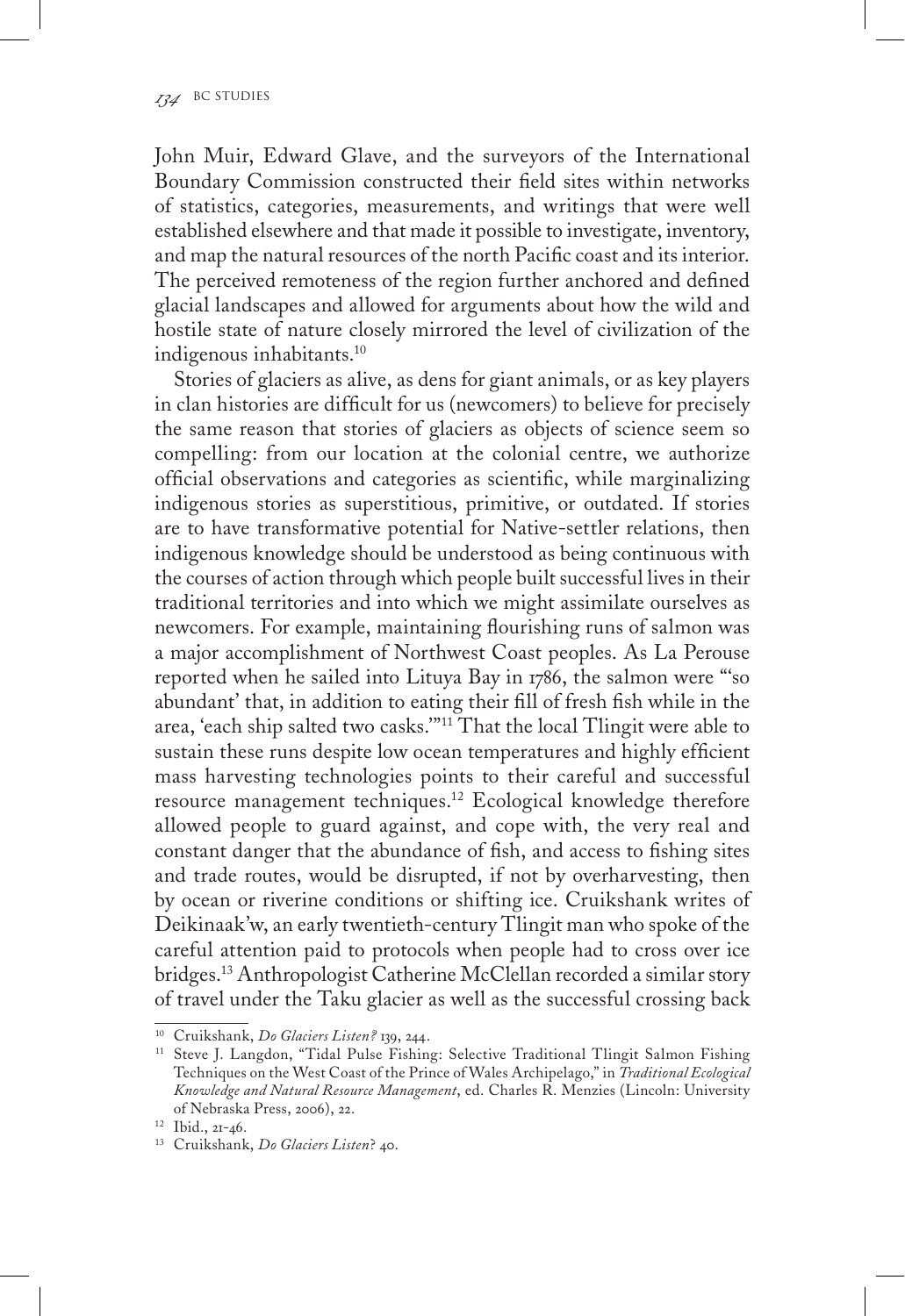John Muir, Edward Glave, and the surveyors of the International Boundary Commission constructed their field sites within networks of statistics, categories, measurements, and writings that were well established elsewhere and that made it possible to investigate, inventory, and map the natural resources of the north Pacific coast and its interior. The perceived remoteness of the region further anchored and defined glacial landscapes and allowed for arguments about how the wild and hostile state of nature closely mirrored the level of civilization of the indigenous inhabitants.[10]

Stories of glaciers as alive, as dens for giant animals, or as key players in clan histories are difficult for us (newcomers) to believe for precisely the same reason that stories of glaciers as objects of science seem so compelling: from our location at the colonial centre, we authorize official observations and categories as scientific, while marginalizing indigenous stories as superstitious, primitive, or outdated. If stories are to have transformative potential for Native-settler relations, then indigenous knowledge should be understood as being continuous with the courses of action through which people built successful lives in their traditional territories and into which we might assimilate ourselves as newcomers. For example, maintaining flourishing runs of salmon was a major accomplishment of Northwest Coast peoples. As La Perouse reported when he sailed into Lituya Bay in 1786, the salmon were "'so abundant' that, in addition to eating their fill of fresh fish while in the area, 'each ship salted two casks.'"[11] That the local Tlingit were able to sustain these runs despite low ocean temperatures and highly efficient mass harvesting technologies points to their careful and successful resource management techniques.[12] Ecological knowledge therefore allowed people to guard against, and cope with, the very real and constant danger that the abundance of fish, and access to fishing sites and trade routes, would be disrupted, if not by overharvesting, then by ocean or riverine conditions or shifting ice. Cruikshank writes of Deikinaak'w, an early twentieth-century Tlingit man who spoke of the careful attention paid to protocols when people had to cross over ice bridges.[13] Anthropologist Catherine McClellan recorded a similar story of travel under the Taku glacier as well as the successful crossing back

---

[10] Cruikshank, *Do Glaciers Listen?* 139, 244.

[11] Steve J. Langdon, "Tidal Pulse Fishing: Selective Traditional Tlingit Salmon Fishing Techniques on the West Coast of the Prince of Wales Archipelago," in *Traditional Ecological Knowledge and Natural Resource Management*, ed. Charles R. Menzies (Lincoln: University of Nebraska Press, 2006), 22.

[12] Ibid., 21-46.

[13] Cruikshank, *Do Glaciers Listen*? 40.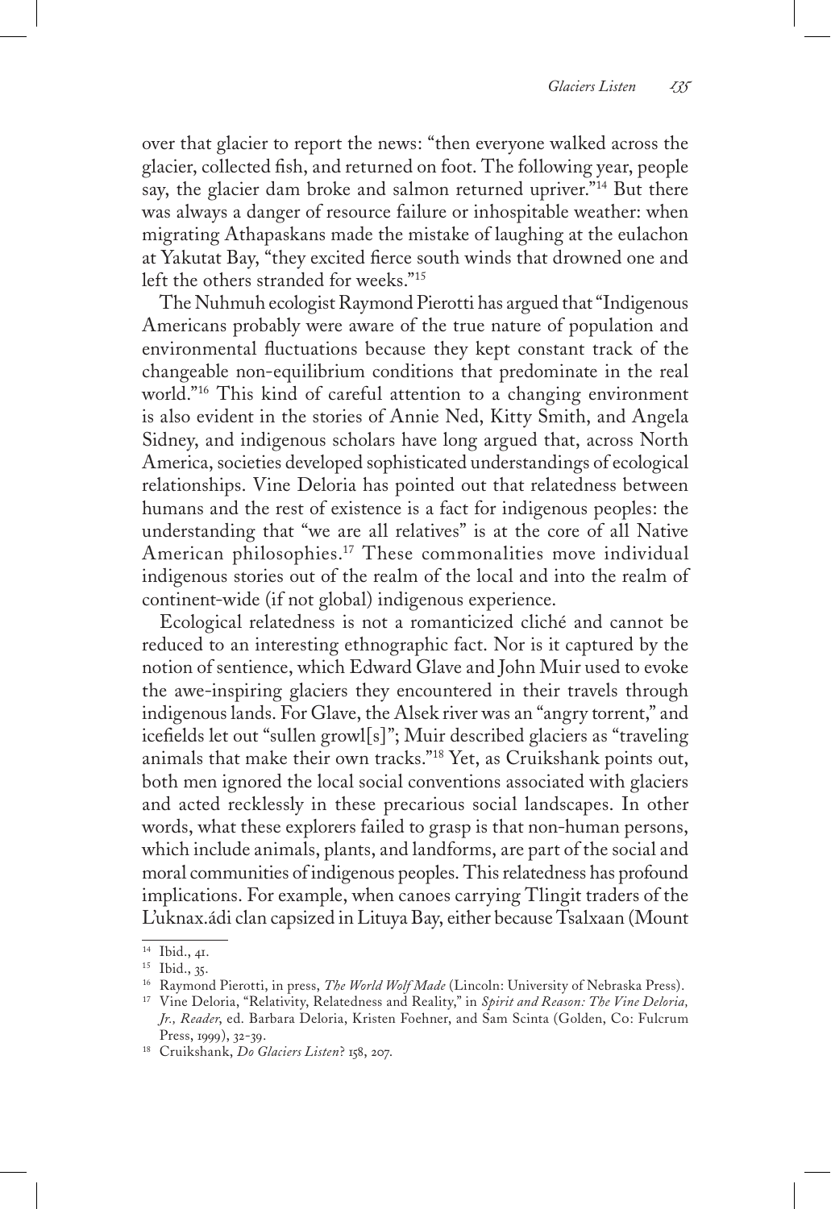over that glacier to report the news: "then everyone walked across the glacier, collected fish, and returned on foot. The following year, people say, the glacier dam broke and salmon returned upriver."[14] But there was always a danger of resource failure or inhospitable weather: when migrating Athapaskans made the mistake of laughing at the eulachon at Yakutat Bay, "they excited fierce south winds that drowned one and left the others stranded for weeks."[15]

The Nuhmuh ecologist Raymond Pierotti has argued that "Indigenous Americans probably were aware of the true nature of population and environmental fluctuations because they kept constant track of the changeable non-equilibrium conditions that predominate in the real world."[16] This kind of careful attention to a changing environment is also evident in the stories of Annie Ned, Kitty Smith, and Angela Sidney, and indigenous scholars have long argued that, across North America, societies developed sophisticated understandings of ecological relationships. Vine Deloria has pointed out that relatedness between humans and the rest of existence is a fact for indigenous peoples: the understanding that "we are all relatives" is at the core of all Native American philosophies.[17] These commonalities move individual indigenous stories out of the realm of the local and into the realm of continent-wide (if not global) indigenous experience.

Ecological relatedness is not a romanticized cliché and cannot be reduced to an interesting ethnographic fact. Nor is it captured by the notion of sentience, which Edward Glave and John Muir used to evoke the awe-inspiring glaciers they encountered in their travels through indigenous lands. For Glave, the Alsek river was an "angry torrent," and icefields let out "sullen growl[s]"; Muir described glaciers as "traveling animals that make their own tracks."[18] Yet, as Cruikshank points out, both men ignored the local social conventions associated with glaciers and acted recklessly in these precarious social landscapes. In other words, what these explorers failed to grasp is that non-human persons, which include animals, plants, and landforms, are part of the social and moral communities of indigenous peoples. This relatedness has profound implications. For example, when canoes carrying Tlingit traders of the L'uknax.ádi clan capsized in Lituya Bay, either because Tsalxaan (Mount

---

[14] Ibid., 41.

[15] Ibid., 35.

[16] Raymond Pierotti, in press, *The World Wolf Made* (Lincoln: University of Nebraska Press).

[17] Vine Deloria, "Relativity, Relatedness and Reality," in *Spirit and Reason: The Vine Deloria, Jr., Reader*, ed. Barbara Deloria, Kristen Foehner, and Sam Scinta (Golden, Co: Fulcrum Press, 1999), 32-39.

[18] Cruikshank, *Do Glaciers Listen?* 158, 207.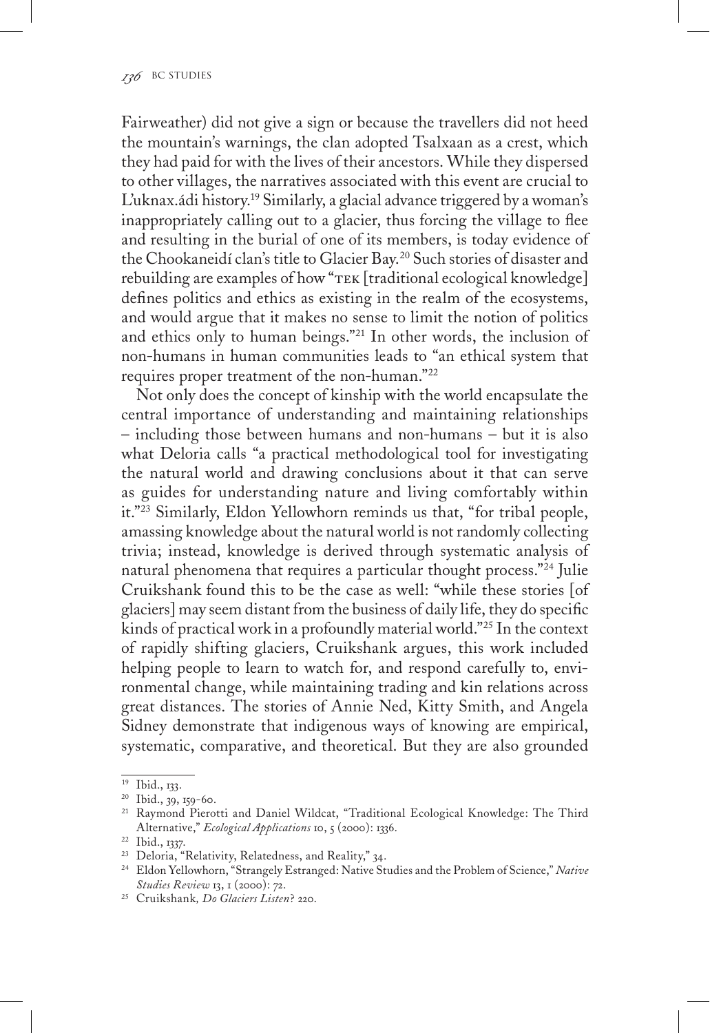Fairweather) did not give a sign or because the travellers did not heed the mountain's warnings, the clan adopted Tsalxaan as a crest, which they had paid for with the lives of their ancestors. While they dispersed to other villages, the narratives associated with this event are crucial to L'uknax.ádi history.[19] Similarly, a glacial advance triggered by a woman's inappropriately calling out to a glacier, thus forcing the village to flee and resulting in the burial of one of its members, is today evidence of the Chookaneidí clan's title to Glacier Bay.[20] Such stories of disaster and rebuilding are examples of how "TEK [traditional ecological knowledge] defines politics and ethics as existing in the realm of the ecosystems, and would argue that it makes no sense to limit the notion of politics and ethics only to human beings."[21] In other words, the inclusion of non-humans in human communities leads to "an ethical system that requires proper treatment of the non-human."[22]

Not only does the concept of kinship with the world encapsulate the central importance of understanding and maintaining relationships – including those between humans and non-humans – but it is also what Deloria calls "a practical methodological tool for investigating the natural world and drawing conclusions about it that can serve as guides for understanding nature and living comfortably within it."[23] Similarly, Eldon Yellowhorn reminds us that, "for tribal people, amassing knowledge about the natural world is not randomly collecting trivia; instead, knowledge is derived through systematic analysis of natural phenomena that requires a particular thought process."[24] Julie Cruikshank found this to be the case as well: "while these stories [of glaciers] may seem distant from the business of daily life, they do specific kinds of practical work in a profoundly material world."[25] In the context of rapidly shifting glaciers, Cruikshank argues, this work included helping people to learn to watch for, and respond carefully to, environmental change, while maintaining trading and kin relations across great distances. The stories of Annie Ned, Kitty Smith, and Angela Sidney demonstrate that indigenous ways of knowing are empirical, systematic, comparative, and theoretical. But they are also grounded

---

[19] Ibid., 133.

[20] Ibid., 39, 159-60.

[21] Raymond Pierotti and Daniel Wildcat, "Traditional Ecological Knowledge: The Third Alternative," *Ecological Applications* 10, 5 (2000): 1336.

[22] Ibid., 1337.

[23] Deloria, "Relativity, Relatedness, and Reality," 34.

[24] Eldon Yellowhorn, "Strangely Estranged: Native Studies and the Problem of Science," *Native Studies Review* 13, 1 (2000): 72.

[25] Cruikshank, *Do Glaciers Listen?* 220.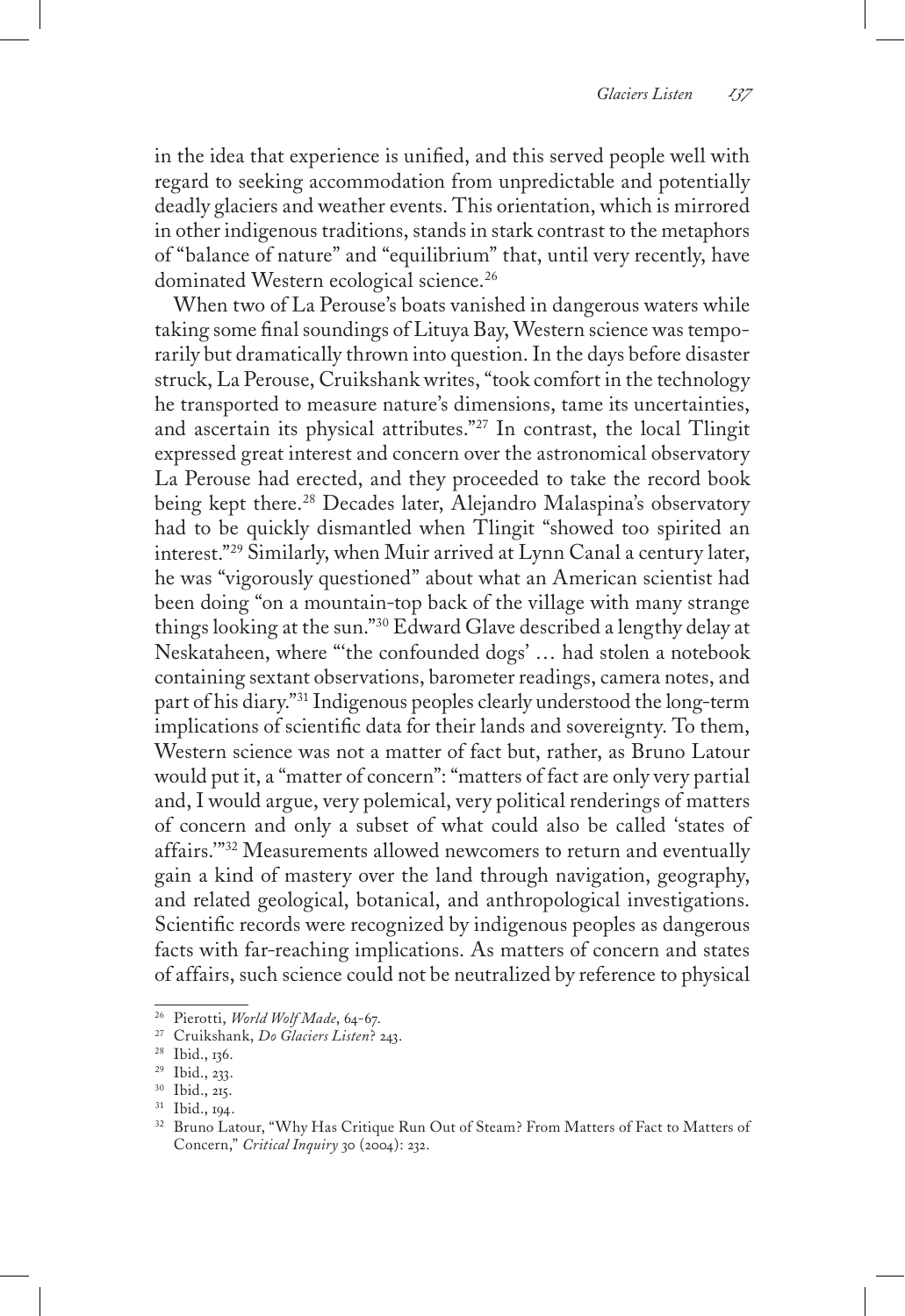in the idea that experience is unified, and this served people well with regard to seeking accommodation from unpredictable and potentially deadly glaciers and weather events. This orientation, which is mirrored in other indigenous traditions, stands in stark contrast to the metaphors of "balance of nature" and "equilibrium" that, until very recently, have dominated Western ecological science.[26]

When two of La Perouse's boats vanished in dangerous waters while taking some final soundings of Lituya Bay, Western science was temporarily but dramatically thrown into question. In the days before disaster struck, La Perouse, Cruikshank writes, "took comfort in the technology he transported to measure nature's dimensions, tame its uncertainties, and ascertain its physical attributes."[27] In contrast, the local Tlingit expressed great interest and concern over the astronomical observatory La Perouse had erected, and they proceeded to take the record book being kept there.[28] Decades later, Alejandro Malaspina's observatory had to be quickly dismantled when Tlingit "showed too spirited an interest."[29] Similarly, when Muir arrived at Lynn Canal a century later, he was "vigorously questioned" about what an American scientist had been doing "on a mountain-top back of the village with many strange things looking at the sun."[30] Edward Glave described a lengthy delay at Neskataheen, where "'the confounded dogs' … had stolen a notebook containing sextant observations, barometer readings, camera notes, and part of his diary."[31] Indigenous peoples clearly understood the long-term implications of scientific data for their lands and sovereignty. To them, Western science was not a matter of fact but, rather, as Bruno Latour would put it, a "matter of concern": "matters of fact are only very partial and, I would argue, very polemical, very political renderings of matters of concern and only a subset of what could also be called 'states of affairs.'"[32] Measurements allowed newcomers to return and eventually gain a kind of mastery over the land through navigation, geography, and related geological, botanical, and anthropological investigations. Scientific records were recognized by indigenous peoples as dangerous facts with far-reaching implications. As matters of concern and states of affairs, such science could not be neutralized by reference to physical

---

[26] Pierotti, *World Wolf Made*, 64–67.

[27] Cruikshank, *Do Glaciers Listen?* 243.

[28] Ibid., 136.

[29] Ibid., 233.

[30] Ibid., 215.

[31] Ibid., 194.

[32] Bruno Latour, "Why Has Critique Run Out of Steam? From Matters of Fact to Matters of Concern," *Critical Inquiry* 30 (2004): 232.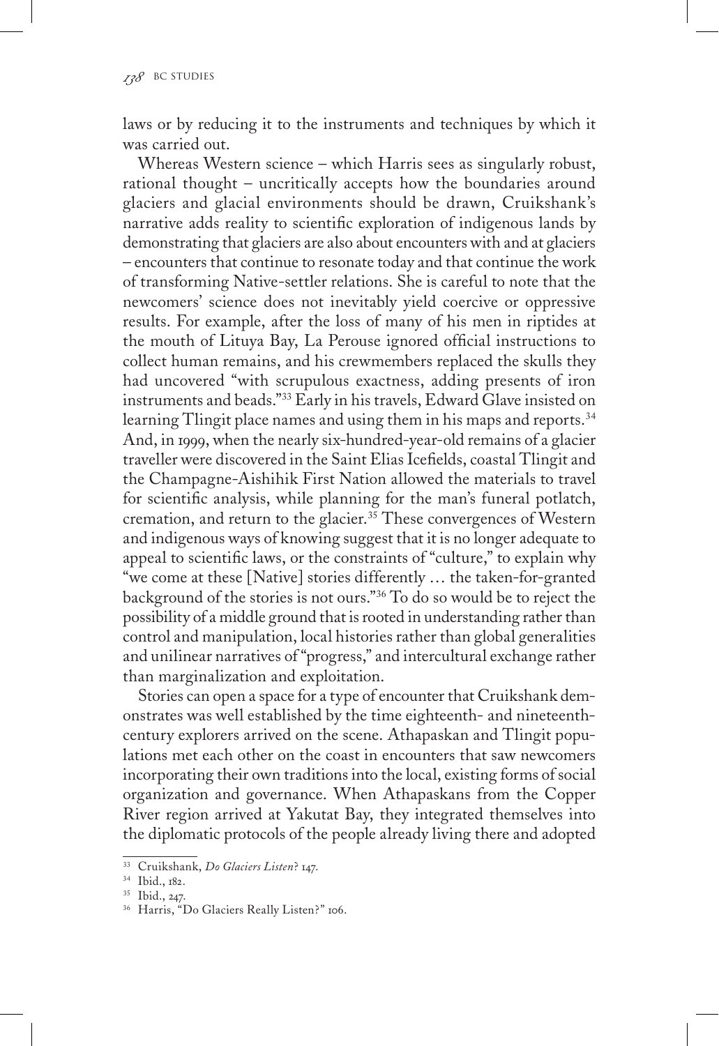laws or by reducing it to the instruments and techniques by which it was carried out.

Whereas Western science – which Harris sees as singularly robust, rational thought – uncritically accepts how the boundaries around glaciers and glacial environments should be drawn, Cruikshank's narrative adds reality to scientific exploration of indigenous lands by demonstrating that glaciers are also about encounters with and at glaciers – encounters that continue to resonate today and that continue the work of transforming Native-settler relations. She is careful to note that the newcomers' science does not inevitably yield coercive or oppressive results. For example, after the loss of many of his men in riptides at the mouth of Lituya Bay, La Perouse ignored official instructions to collect human remains, and his crewmembers replaced the skulls they had uncovered "with scrupulous exactness, adding presents of iron instruments and beads."[33] Early in his travels, Edward Glave insisted on learning Tlingit place names and using them in his maps and reports.[34] And, in 1999, when the nearly six-hundred-year-old remains of a glacier traveller were discovered in the Saint Elias Icefields, coastal Tlingit and the Champagne-Aishihik First Nation allowed the materials to travel for scientific analysis, while planning for the man's funeral potlatch, cremation, and return to the glacier.[35] These convergences of Western and indigenous ways of knowing suggest that it is no longer adequate to appeal to scientific laws, or the constraints of "culture," to explain why "we come at these [Native] stories differently … the taken-for-granted background of the stories is not ours."[36] To do so would be to reject the possibility of a middle ground that is rooted in understanding rather than control and manipulation, local histories rather than global generalities and unilinear narratives of "progress," and intercultural exchange rather than marginalization and exploitation.

Stories can open a space for a type of encounter that Cruikshank demonstrates was well established by the time eighteenth- and nineteenth-century explorers arrived on the scene. Athapaskan and Tlingit populations met each other on the coast in encounters that saw newcomers incorporating their own traditions into the local, existing forms of social organization and governance. When Athapaskans from the Copper River region arrived at Yakutat Bay, they integrated themselves into the diplomatic protocols of the people already living there and adopted

---

[33] Cruikshank, *Do Glaciers Listen?* 147.

[34] Ibid., 182.

[35] Ibid., 247.

[36] Harris, "Do Glaciers Really Listen?" 106.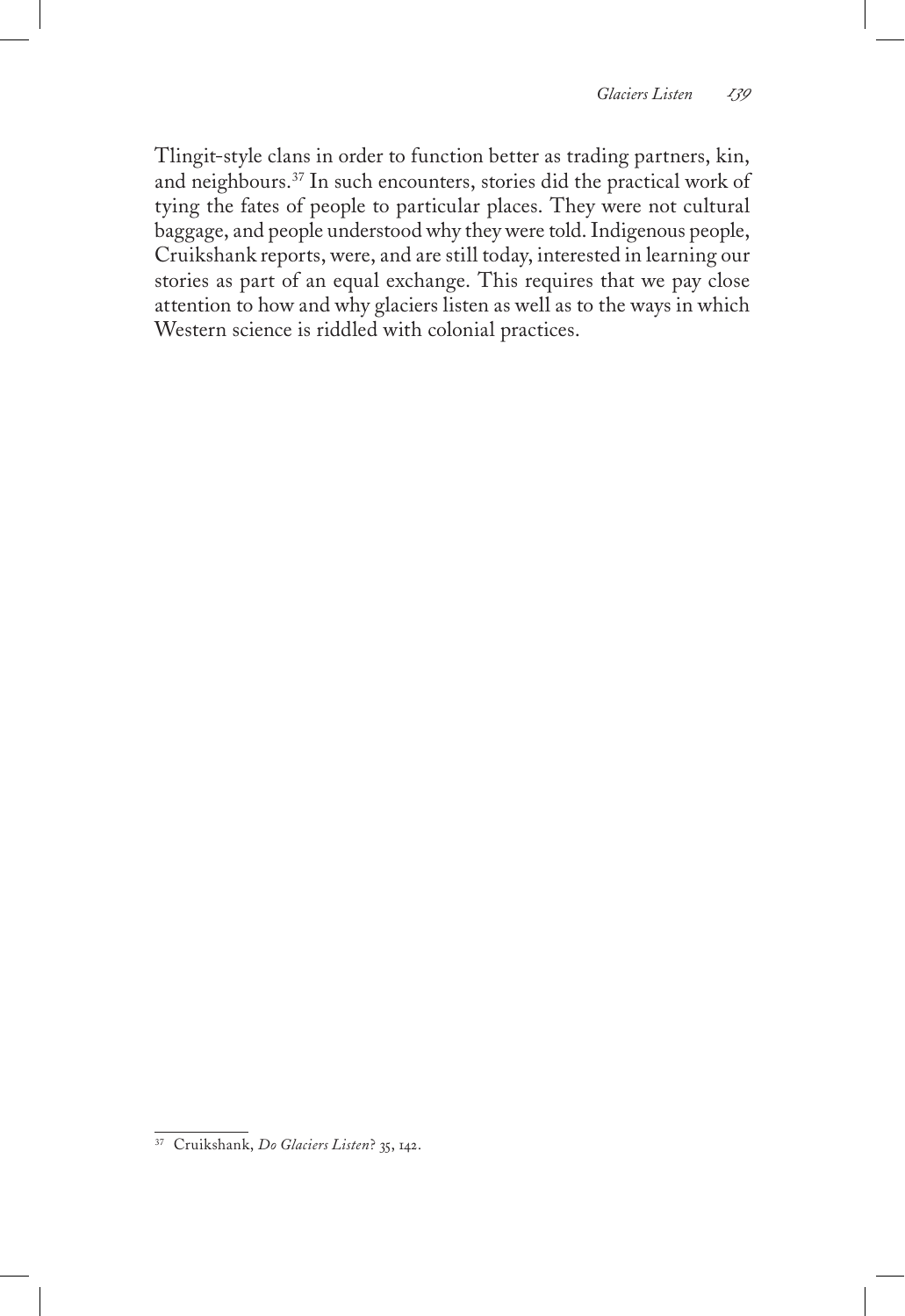Tlingit-style clans in order to function better as trading partners, kin, and neighbours.[37] In such encounters, stories did the practical work of tying the fates of people to particular places. They were not cultural baggage, and people understood why they were told. Indigenous people, Cruikshank reports, were, and are still today, interested in learning our stories as part of an equal exchange. This requires that we pay close attention to how and why glaciers listen as well as to the ways in which Western science is riddled with colonial practices.

---

[37] Cruikshank, *Do Glaciers Listen?* 35, 142.